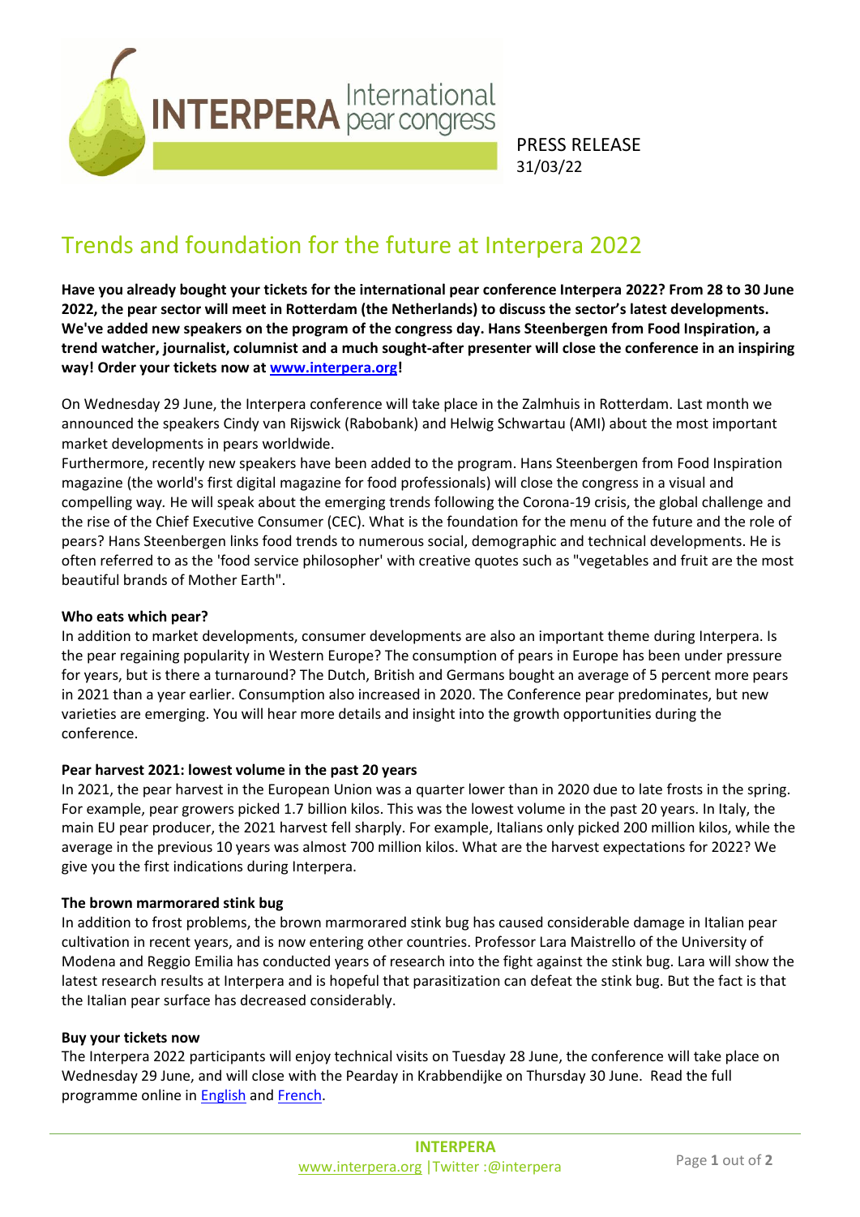INTERPERA International pear congress

PRESS RELEASE
31/03/22

# Trends and foundation for the future at Interpera 2022

**Have you already bought your tickets for the international pear conference Interpera 2022? From 28 to 30 June 2022, the pear sector will meet in Rotterdam (the Netherlands) to discuss the sector's latest developments. We've added new speakers on the program of the congress day. Hans Steenbergen from Food Inspiration, a trend watcher, journalist, columnist and a much sought-after presenter will close the conference in an inspiring way! Order your tickets now at [www.interpera.org](http://www.interpera.org)!**

On Wednesday 29 June, the Interpera conference will take place in the Zalmhuis in Rotterdam. Last month we announced the speakers Cindy van Rijswick (Rabobank) and Helwig Schwartau (AMI) about the most important market developments in pears worldwide.
Furthermore, recently new speakers have been added to the program. Hans Steenbergen from Food Inspiration magazine (the world's first digital magazine for food professionals) will close the congress in a visual and compelling way. He will speak about the emerging trends following the Corona-19 crisis, the global challenge and the rise of the Chief Executive Consumer (CEC). What is the foundation for the menu of the future and the role of pears? Hans Steenbergen links food trends to numerous social, demographic and technical developments. He is often referred to as the 'food service philosopher' with creative quotes such as "vegetables and fruit are the most beautiful brands of Mother Earth".

**Who eats which pear?**
In addition to market developments, consumer developments are also an important theme during Interpera. Is the pear regaining popularity in Western Europe? The consumption of pears in Europe has been under pressure for years, but is there a turnaround? The Dutch, British and Germans bought an average of 5 percent more pears in 2021 than a year earlier. Consumption also increased in 2020. The Conference pear predominates, but new varieties are emerging. You will hear more details and insight into the growth opportunities during the conference.

**Pear harvest 2021: lowest volume in the past 20 years**
In 2021, the pear harvest in the European Union was a quarter lower than in 2020 due to late frosts in the spring. For example, pear growers picked 1.7 billion kilos. This was the lowest volume in the past 20 years. In Italy, the main EU pear producer, the 2021 harvest fell sharply. For example, Italians only picked 200 million kilos, while the average in the previous 10 years was almost 700 million kilos. What are the harvest expectations for 2022? We give you the first indications during Interpera.

**The brown marmorared stink bug**
In addition to frost problems, the brown marmorared stink bug has caused considerable damage in Italian pear cultivation in recent years, and is now entering other countries. Professor Lara Maistrello of the University of Modena and Reggio Emilia has conducted years of research into the fight against the stink bug. Lara will show the latest research results at Interpera and is hopeful that parasitization can defeat the stink bug. But the fact is that the Italian pear surface has decreased considerably.

**Buy your tickets now**
The Interpera 2022 participants will enjoy technical visits on Tuesday 28 June, the conference will take place on Wednesday 29 June, and will close with the Pearday in Krabbendijke on Thursday 30 June. Read the full programme online in English and French.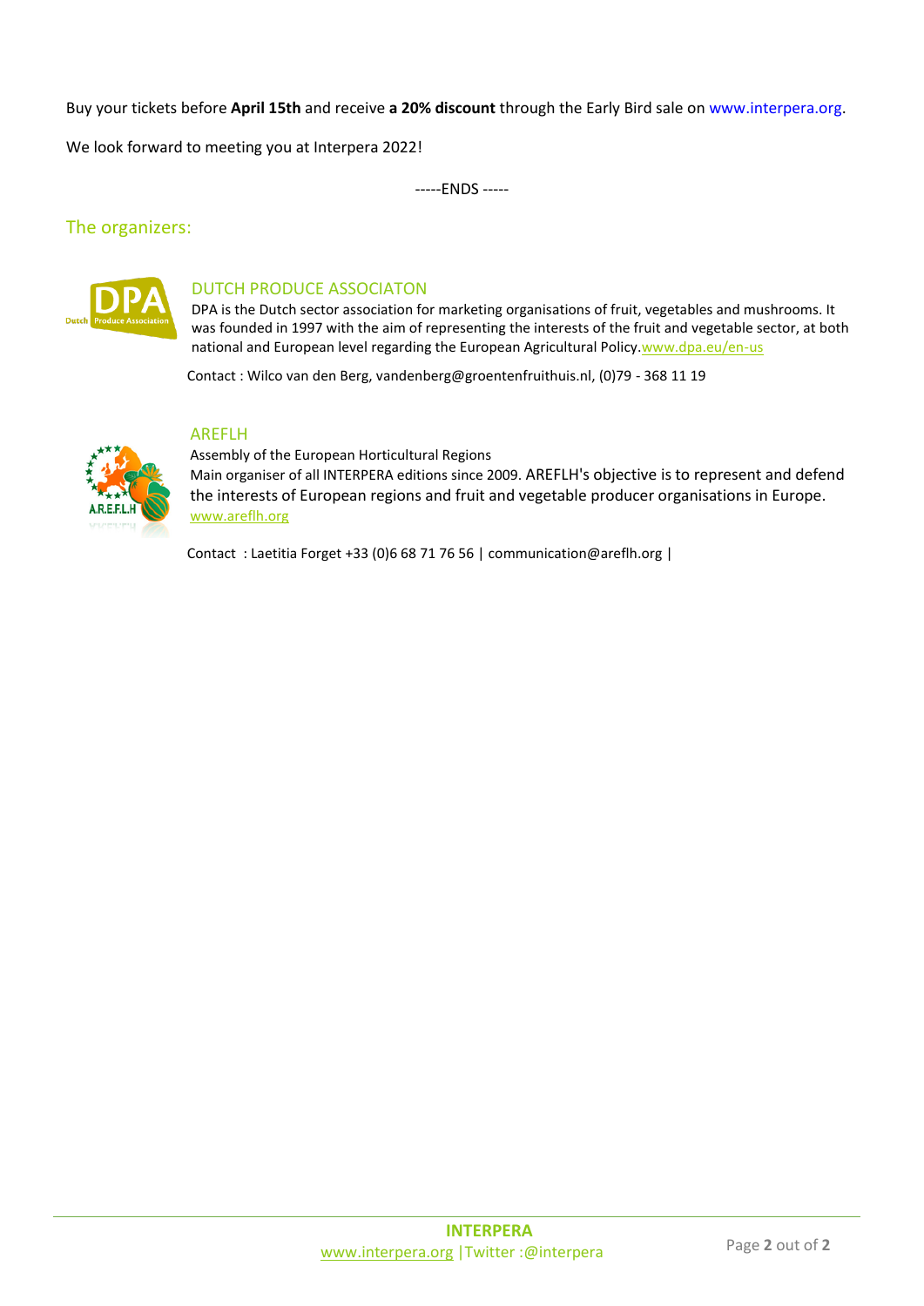Buy your tickets before **April 15th** and receive **a 20% discount** through the Early Bird sale on www.interpera.org.

We look forward to meeting you at Interpera 2022!

-----ENDS -----

## The organizers:

### DUTCH PRODUCE ASSOCIATON

DPA is the Dutch sector association for marketing organisations of fruit, vegetables and mushrooms. It was founded in 1997 with the aim of representing the interests of the fruit and vegetable sector, at both national and European level regarding the European Agricultural Policy.www.dpa.eu/en-us

Contact : Wilco van den Berg, vandenberg@groentenfruithuis.nl, (0)79 - 368 11 19

### AREFLH

Assembly of the European Horticultural Regions

Main organiser of all INTERPERA editions since 2009. AREFLH's objective is to represent and defend the interests of European regions and fruit and vegetable producer organisations in Europe. www.areflh.org

Contact : Laetitia Forget +33 (0)6 68 71 76 56 | communication@areflh.org |